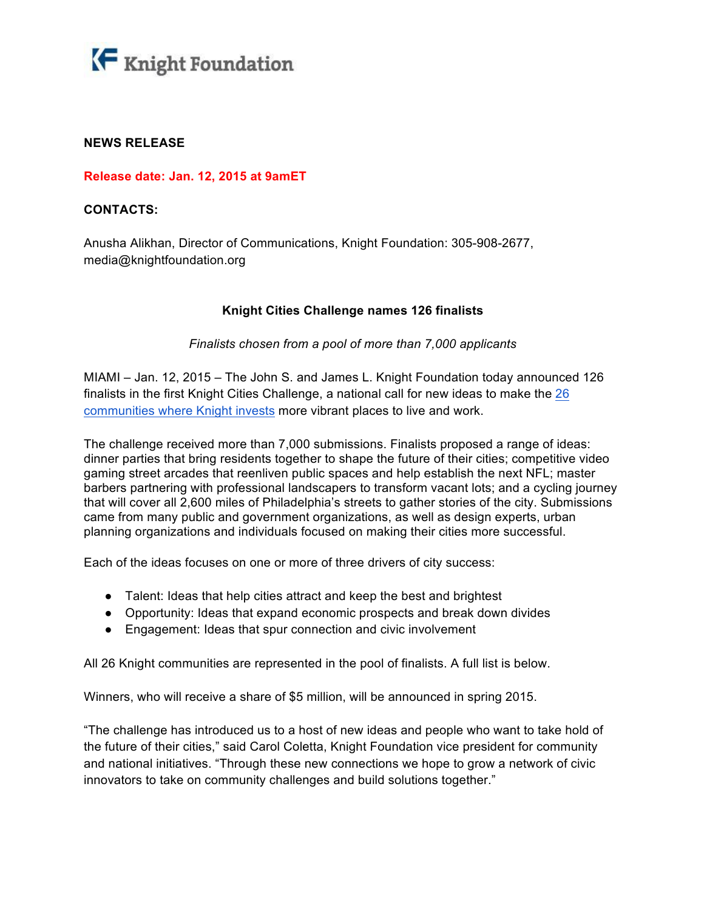Knight Foundation

**NEWS RELEASE**

**Release date: Jan. 12, 2015 at 9amET**

**CONTACTS:**

Anusha Alikhan, Director of Communications, Knight Foundation: 305-908-2677, media@knightfoundation.org

**Knight Cities Challenge names 126 finalists**

*Finalists chosen from a pool of more than 7,000 applicants*

MIAMI – Jan. 12, 2015 – The John S. and James L. Knight Foundation today announced 126 finalists in the first Knight Cities Challenge, a national call for new ideas to make the 26 communities where Knight invests more vibrant places to live and work.

The challenge received more than 7,000 submissions. Finalists proposed a range of ideas: dinner parties that bring residents together to shape the future of their cities; competitive video gaming street arcades that reenliven public spaces and help establish the next NFL; master barbers partnering with professional landscapers to transform vacant lots; and a cycling journey that will cover all 2,600 miles of Philadelphia's streets to gather stories of the city. Submissions came from many public and government organizations, as well as design experts, urban planning organizations and individuals focused on making their cities more successful.

Each of the ideas focuses on one or more of three drivers of city success:

- Talent: Ideas that help cities attract and keep the best and brightest
- Opportunity: Ideas that expand economic prospects and break down divides
- Engagement: Ideas that spur connection and civic involvement

All 26 Knight communities are represented in the pool of finalists. A full list is below.

Winners, who will receive a share of $5 million, will be announced in spring 2015.

"The challenge has introduced us to a host of new ideas and people who want to take hold of the future of their cities," said Carol Coletta, Knight Foundation vice president for community and national initiatives. "Through these new connections we hope to grow a network of civic innovators to take on community challenges and build solutions together."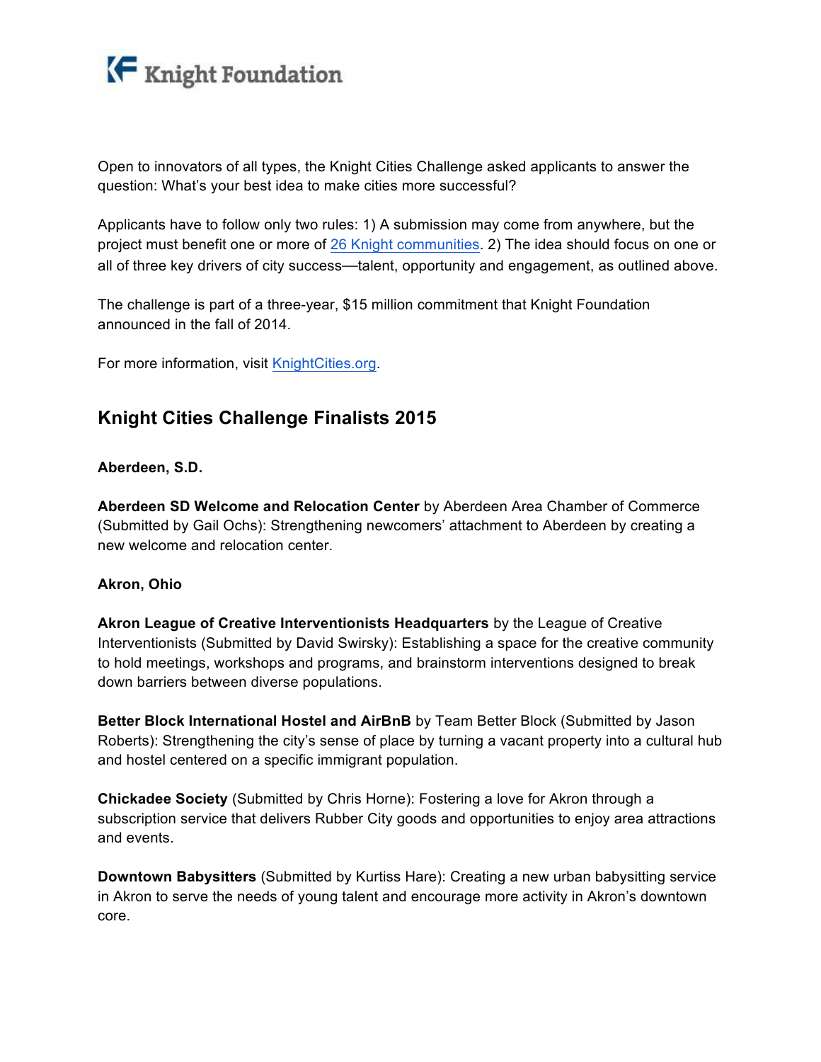Open to innovators of all types, the Knight Cities Challenge asked applicants to answer the question: What's your best idea to make cities more successful?

Applicants have to follow only two rules: 1) A submission may come from anywhere, but the project must benefit one or more of [26 Knight communities](). 2) The idea should focus on one or all of three key drivers of city success—talent, opportunity and engagement, as outlined above.

The challenge is part of a three-year, $15 million commitment that Knight Foundation announced in the fall of 2014.

For more information, visit [KnightCities.org]().

## Knight Cities Challenge Finalists 2015

**Aberdeen, S.D.**

**Aberdeen SD Welcome and Relocation Center** by Aberdeen Area Chamber of Commerce (Submitted by Gail Ochs): Strengthening newcomers' attachment to Aberdeen by creating a new welcome and relocation center.

**Akron, Ohio**

**Akron League of Creative Interventionists Headquarters** by the League of Creative Interventionists (Submitted by David Swirsky): Establishing a space for the creative community to hold meetings, workshops and programs, and brainstorm interventions designed to break down barriers between diverse populations.

**Better Block International Hostel and AirBnB** by Team Better Block (Submitted by Jason Roberts): Strengthening the city's sense of place by turning a vacant property into a cultural hub and hostel centered on a specific immigrant population.

**Chickadee Society** (Submitted by Chris Horne): Fostering a love for Akron through a subscription service that delivers Rubber City goods and opportunities to enjoy area attractions and events.

**Downtown Babysitters** (Submitted by Kurtiss Hare): Creating a new urban babysitting service in Akron to serve the needs of young talent and encourage more activity in Akron's downtown core.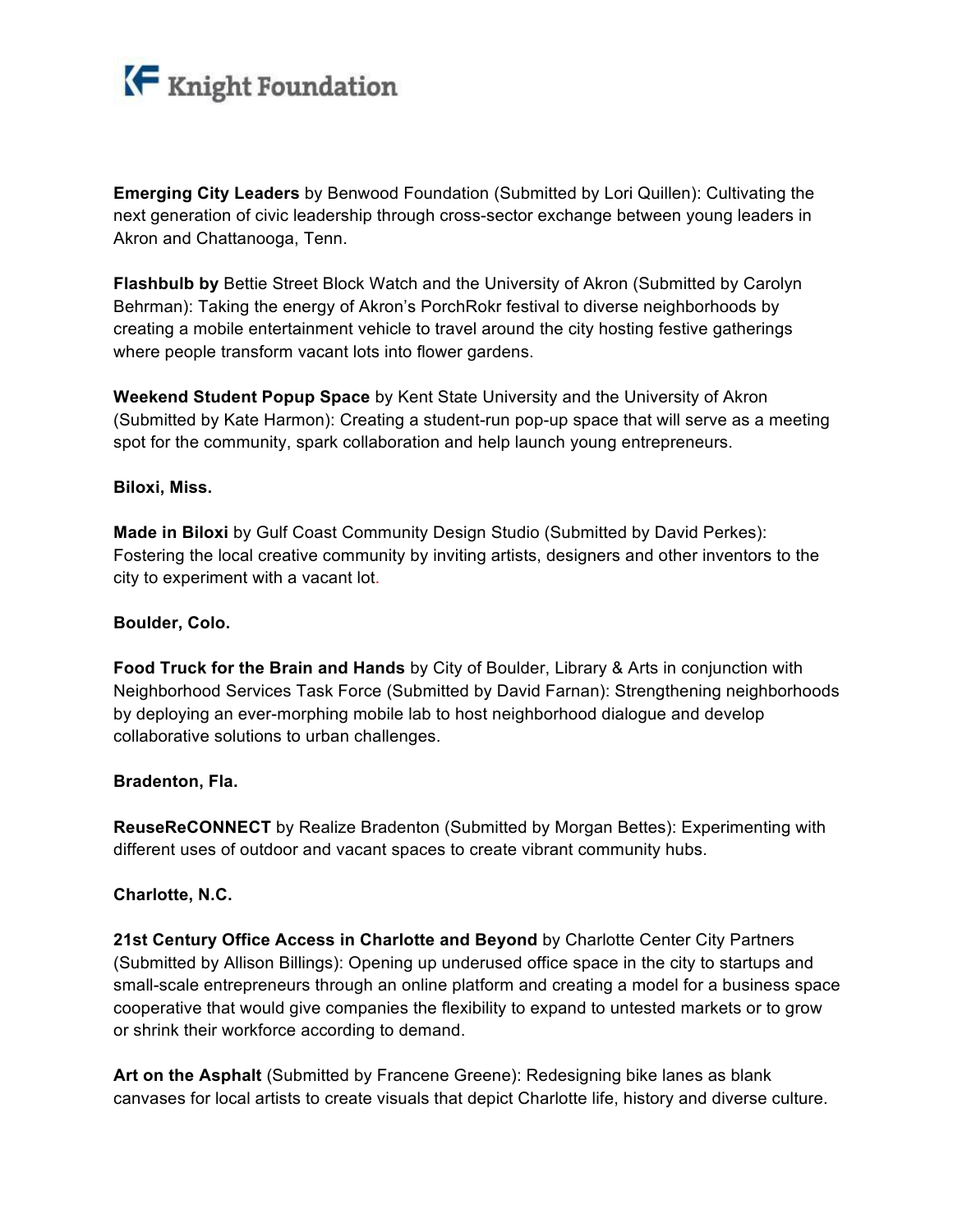**Emerging City Leaders** by Benwood Foundation (Submitted by Lori Quillen): Cultivating the next generation of civic leadership through cross-sector exchange between young leaders in Akron and Chattanooga, Tenn.

**Flashbulb by** Bettie Street Block Watch and the University of Akron (Submitted by Carolyn Behrman): Taking the energy of Akron's PorchRokr festival to diverse neighborhoods by creating a mobile entertainment vehicle to travel around the city hosting festive gatherings where people transform vacant lots into flower gardens.

**Weekend Student Popup Space** by Kent State University and the University of Akron (Submitted by Kate Harmon): Creating a student-run pop-up space that will serve as a meeting spot for the community, spark collaboration and help launch young entrepreneurs.

**Biloxi, Miss.**

**Made in Biloxi** by Gulf Coast Community Design Studio (Submitted by David Perkes): Fostering the local creative community by inviting artists, designers and other inventors to the city to experiment with a vacant lot.

**Boulder, Colo.**

**Food Truck for the Brain and Hands** by City of Boulder, Library & Arts in conjunction with Neighborhood Services Task Force (Submitted by David Farnan): Strengthening neighborhoods by deploying an ever-morphing mobile lab to host neighborhood dialogue and develop collaborative solutions to urban challenges.

**Bradenton, Fla.**

**ReuseReCONNECT** by Realize Bradenton (Submitted by Morgan Bettes): Experimenting with different uses of outdoor and vacant spaces to create vibrant community hubs.

**Charlotte, N.C.**

**21st Century Office Access in Charlotte and Beyond** by Charlotte Center City Partners (Submitted by Allison Billings): Opening up underused office space in the city to startups and small-scale entrepreneurs through an online platform and creating a model for a business space cooperative that would give companies the flexibility to expand to untested markets or to grow or shrink their workforce according to demand.

**Art on the Asphalt** (Submitted by Francene Greene): Redesigning bike lanes as blank canvases for local artists to create visuals that depict Charlotte life, history and diverse culture.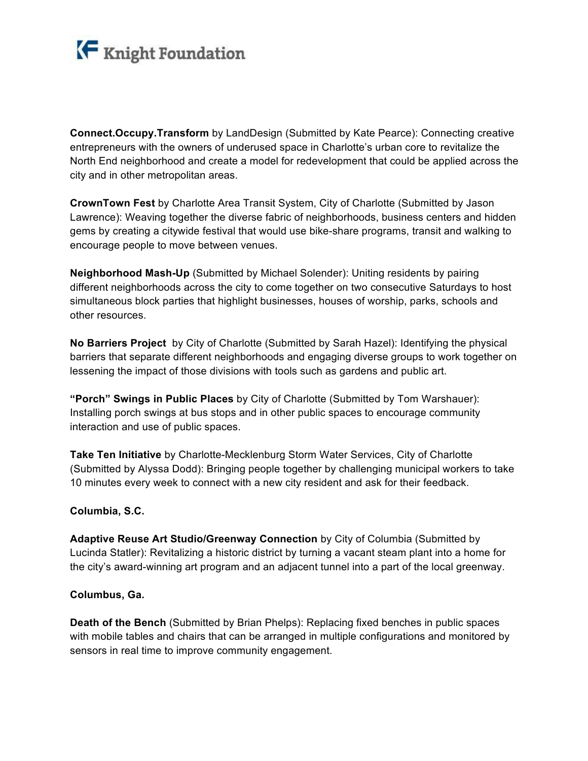**Connect.Occupy.Transform** by LandDesign (Submitted by Kate Pearce): Connecting creative entrepreneurs with the owners of underused space in Charlotte's urban core to revitalize the North End neighborhood and create a model for redevelopment that could be applied across the city and in other metropolitan areas.

**CrownTown Fest** by Charlotte Area Transit System, City of Charlotte (Submitted by Jason Lawrence): Weaving together the diverse fabric of neighborhoods, business centers and hidden gems by creating a citywide festival that would use bike-share programs, transit and walking to encourage people to move between venues.

**Neighborhood Mash-Up** (Submitted by Michael Solender): Uniting residents by pairing different neighborhoods across the city to come together on two consecutive Saturdays to host simultaneous block parties that highlight businesses, houses of worship, parks, schools and other resources.

**No Barriers Project** by City of Charlotte (Submitted by Sarah Hazel): Identifying the physical barriers that separate different neighborhoods and engaging diverse groups to work together on lessening the impact of those divisions with tools such as gardens and public art.

**"Porch" Swings in Public Places** by City of Charlotte (Submitted by Tom Warshauer): Installing porch swings at bus stops and in other public spaces to encourage community interaction and use of public spaces.

**Take Ten Initiative** by Charlotte-Mecklenburg Storm Water Services, City of Charlotte (Submitted by Alyssa Dodd): Bringing people together by challenging municipal workers to take 10 minutes every week to connect with a new city resident and ask for their feedback.

**Columbia, S.C.**

**Adaptive Reuse Art Studio/Greenway Connection** by City of Columbia (Submitted by Lucinda Statler): Revitalizing a historic district by turning a vacant steam plant into a home for the city's award-winning art program and an adjacent tunnel into a part of the local greenway.

**Columbus, Ga.**

**Death of the Bench** (Submitted by Brian Phelps): Replacing fixed benches in public spaces with mobile tables and chairs that can be arranged in multiple configurations and monitored by sensors in real time to improve community engagement.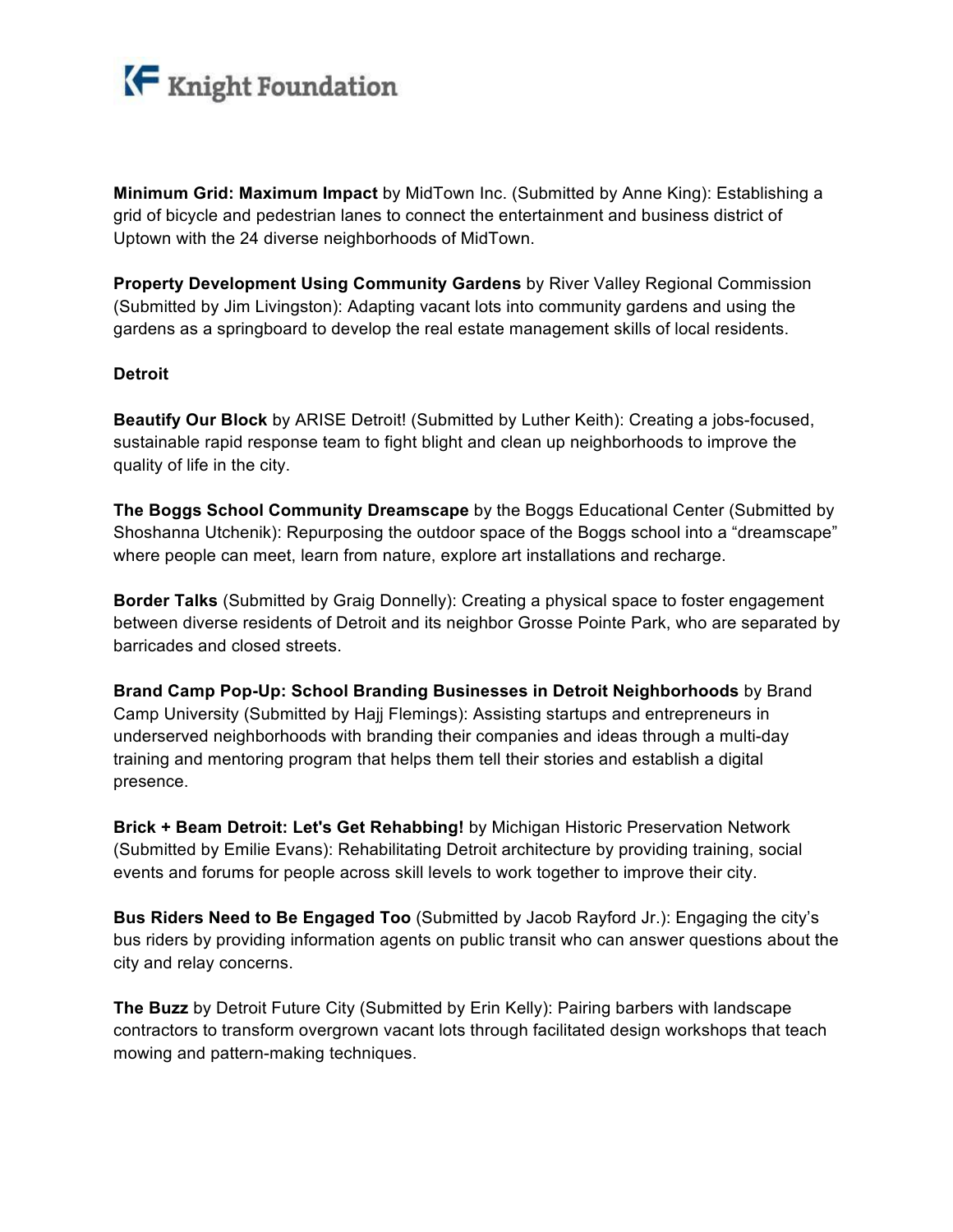**Minimum Grid: Maximum Impact** by MidTown Inc. (Submitted by Anne King): Establishing a grid of bicycle and pedestrian lanes to connect the entertainment and business district of Uptown with the 24 diverse neighborhoods of MidTown.

**Property Development Using Community Gardens** by River Valley Regional Commission (Submitted by Jim Livingston): Adapting vacant lots into community gardens and using the gardens as a springboard to develop the real estate management skills of local residents.

**Detroit**

**Beautify Our Block** by ARISE Detroit! (Submitted by Luther Keith): Creating a jobs-focused, sustainable rapid response team to fight blight and clean up neighborhoods to improve the quality of life in the city.

**The Boggs School Community Dreamscape** by the Boggs Educational Center (Submitted by Shoshanna Utchenik): Repurposing the outdoor space of the Boggs school into a "dreamscape" where people can meet, learn from nature, explore art installations and recharge.

**Border Talks** (Submitted by Graig Donnelly): Creating a physical space to foster engagement between diverse residents of Detroit and its neighbor Grosse Pointe Park, who are separated by barricades and closed streets.

**Brand Camp Pop-Up: School Branding Businesses in Detroit Neighborhoods** by Brand Camp University (Submitted by Hajj Flemings): Assisting startups and entrepreneurs in underserved neighborhoods with branding their companies and ideas through a multi-day training and mentoring program that helps them tell their stories and establish a digital presence.

**Brick + Beam Detroit: Let's Get Rehabbing!** by Michigan Historic Preservation Network (Submitted by Emilie Evans): Rehabilitating Detroit architecture by providing training, social events and forums for people across skill levels to work together to improve their city.

**Bus Riders Need to Be Engaged Too** (Submitted by Jacob Rayford Jr.): Engaging the city's bus riders by providing information agents on public transit who can answer questions about the city and relay concerns.

**The Buzz** by Detroit Future City (Submitted by Erin Kelly): Pairing barbers with landscape contractors to transform overgrown vacant lots through facilitated design workshops that teach mowing and pattern-making techniques.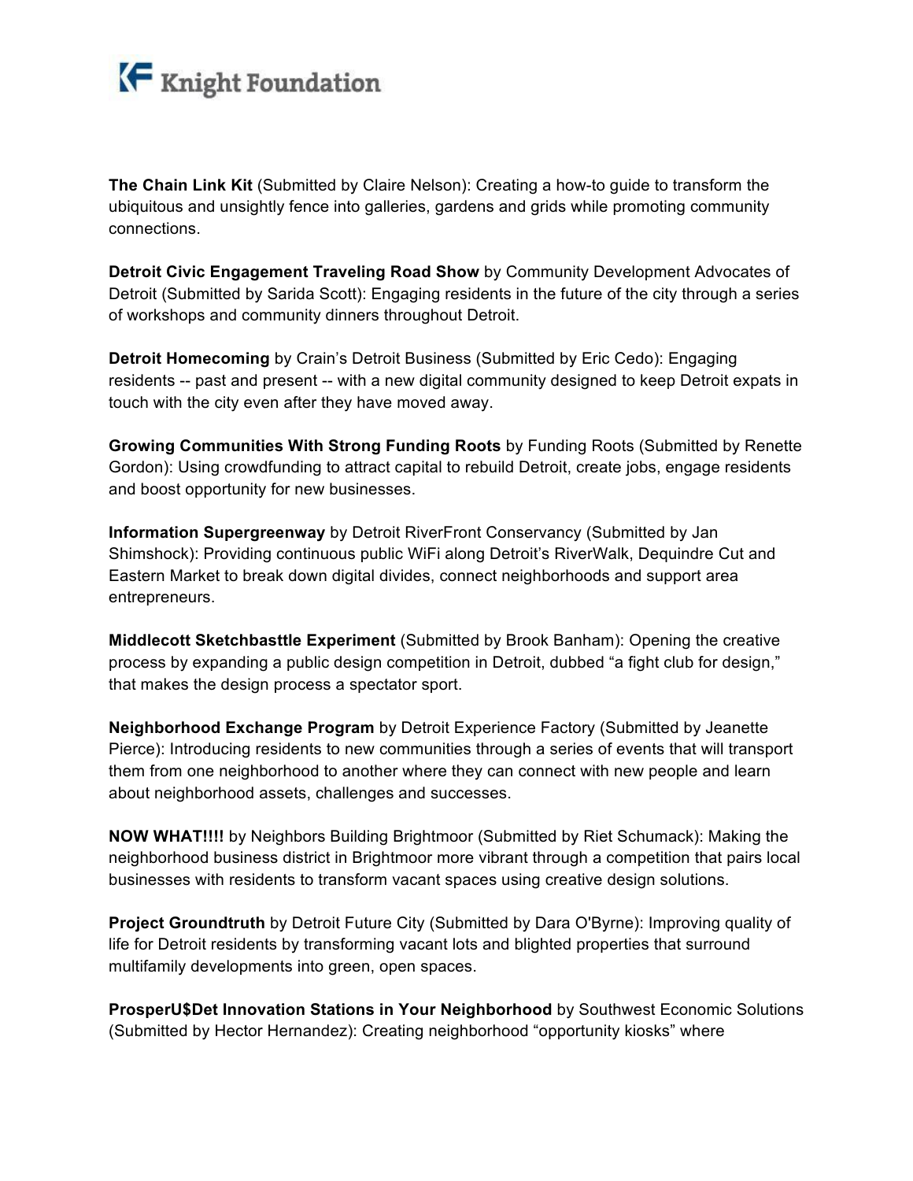**The Chain Link Kit** (Submitted by Claire Nelson): Creating a how-to guide to transform the ubiquitous and unsightly fence into galleries, gardens and grids while promoting community connections.

**Detroit Civic Engagement Traveling Road Show** by Community Development Advocates of Detroit (Submitted by Sarida Scott): Engaging residents in the future of the city through a series of workshops and community dinners throughout Detroit.

**Detroit Homecoming** by Crain's Detroit Business (Submitted by Eric Cedo): Engaging residents -- past and present -- with a new digital community designed to keep Detroit expats in touch with the city even after they have moved away.

**Growing Communities With Strong Funding Roots** by Funding Roots (Submitted by Renette Gordon): Using crowdfunding to attract capital to rebuild Detroit, create jobs, engage residents and boost opportunity for new businesses.

**Information Supergreenway** by Detroit RiverFront Conservancy (Submitted by Jan Shimshock): Providing continuous public WiFi along Detroit's RiverWalk, Dequindre Cut and Eastern Market to break down digital divides, connect neighborhoods and support area entrepreneurs.

**Middlecott Sketchbasttle Experiment** (Submitted by Brook Banham): Opening the creative process by expanding a public design competition in Detroit, dubbed "a fight club for design," that makes the design process a spectator sport.

**Neighborhood Exchange Program** by Detroit Experience Factory (Submitted by Jeanette Pierce): Introducing residents to new communities through a series of events that will transport them from one neighborhood to another where they can connect with new people and learn about neighborhood assets, challenges and successes.

**NOW WHAT!!!!** by Neighbors Building Brightmoor (Submitted by Riet Schumack): Making the neighborhood business district in Brightmoor more vibrant through a competition that pairs local businesses with residents to transform vacant spaces using creative design solutions.

**Project Groundtruth** by Detroit Future City (Submitted by Dara O'Byrne): Improving quality of life for Detroit residents by transforming vacant lots and blighted properties that surround multifamily developments into green, open spaces.

**ProsperU$Det Innovation Stations in Your Neighborhood** by Southwest Economic Solutions (Submitted by Hector Hernandez): Creating neighborhood "opportunity kiosks" where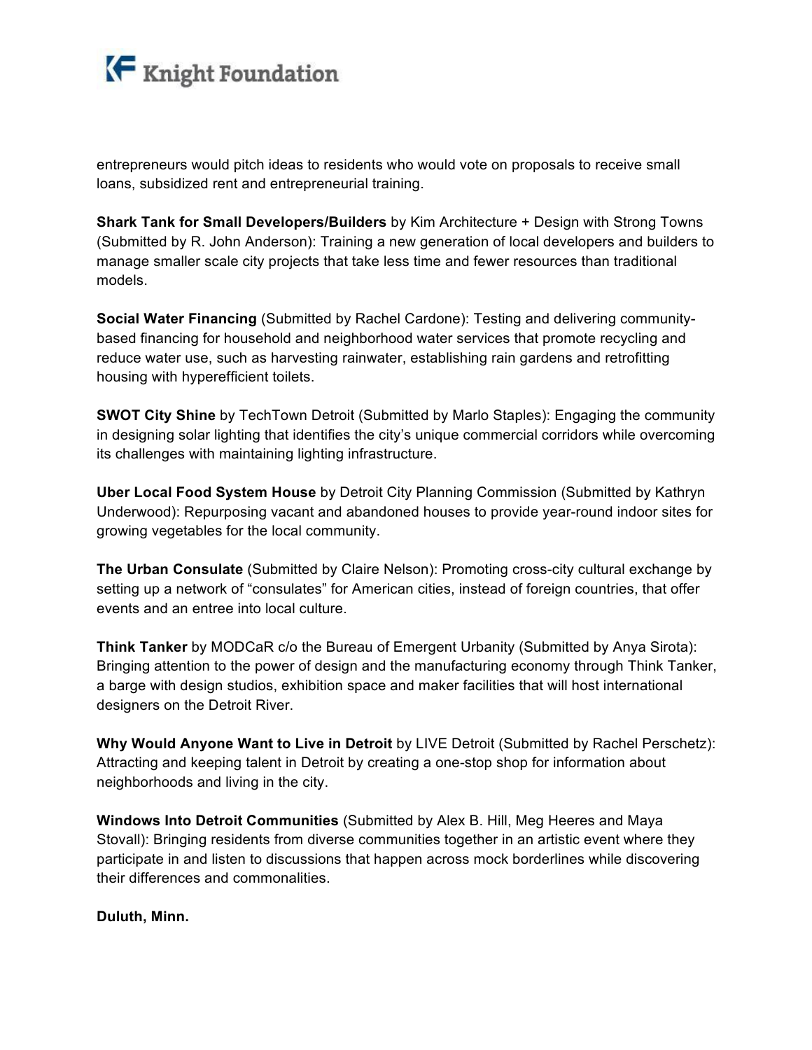entrepreneurs would pitch ideas to residents who would vote on proposals to receive small loans, subsidized rent and entrepreneurial training.

**Shark Tank for Small Developers/Builders** by Kim Architecture + Design with Strong Towns (Submitted by R. John Anderson): Training a new generation of local developers and builders to manage smaller scale city projects that take less time and fewer resources than traditional models.

**Social Water Financing** (Submitted by Rachel Cardone): Testing and delivering community-based financing for household and neighborhood water services that promote recycling and reduce water use, such as harvesting rainwater, establishing rain gardens and retrofitting housing with hyperefficient toilets.

**SWOT City Shine** by TechTown Detroit (Submitted by Marlo Staples): Engaging the community in designing solar lighting that identifies the city's unique commercial corridors while overcoming its challenges with maintaining lighting infrastructure.

**Uber Local Food System House** by Detroit City Planning Commission (Submitted by Kathryn Underwood): Repurposing vacant and abandoned houses to provide year-round indoor sites for growing vegetables for the local community.

**The Urban Consulate** (Submitted by Claire Nelson): Promoting cross-city cultural exchange by setting up a network of "consulates" for American cities, instead of foreign countries, that offer events and an entree into local culture.

**Think Tanker** by MODCaR c/o the Bureau of Emergent Urbanity (Submitted by Anya Sirota): Bringing attention to the power of design and the manufacturing economy through Think Tanker, a barge with design studios, exhibition space and maker facilities that will host international designers on the Detroit River.

**Why Would Anyone Want to Live in Detroit** by LIVE Detroit (Submitted by Rachel Perschetz): Attracting and keeping talent in Detroit by creating a one-stop shop for information about neighborhoods and living in the city.

**Windows Into Detroit Communities** (Submitted by Alex B. Hill, Meg Heeres and Maya Stovall): Bringing residents from diverse communities together in an artistic event where they participate in and listen to discussions that happen across mock borderlines while discovering their differences and commonalities.

**Duluth, Minn.**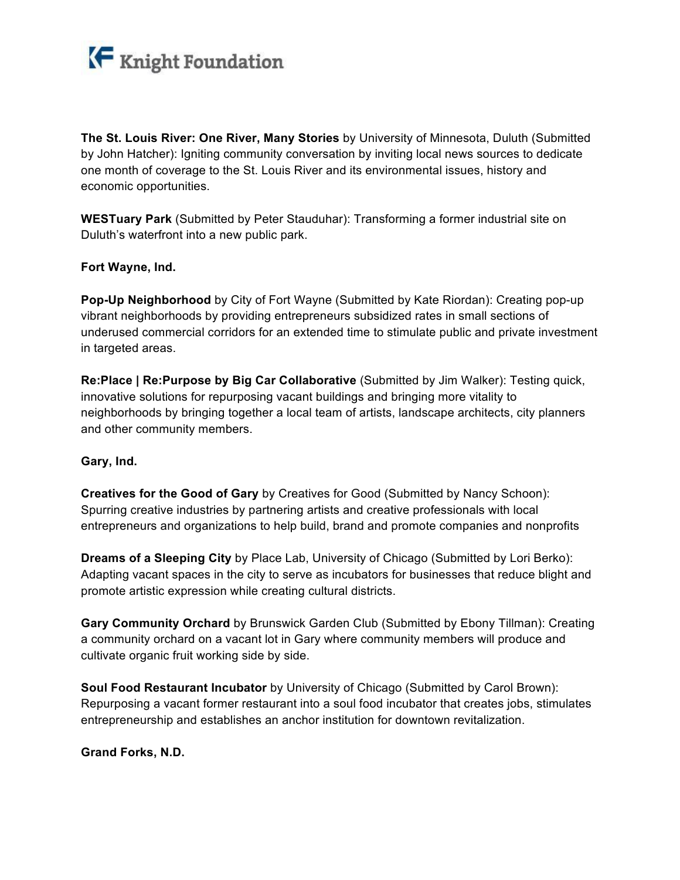**The St. Louis River: One River, Many Stories** by University of Minnesota, Duluth (Submitted by John Hatcher): Igniting community conversation by inviting local news sources to dedicate one month of coverage to the St. Louis River and its environmental issues, history and economic opportunities.

**WESTuary Park** (Submitted by Peter Stauduhar): Transforming a former industrial site on Duluth's waterfront into a new public park.

**Fort Wayne, Ind.**

**Pop-Up Neighborhood** by City of Fort Wayne (Submitted by Kate Riordan): Creating pop-up vibrant neighborhoods by providing entrepreneurs subsidized rates in small sections of underused commercial corridors for an extended time to stimulate public and private investment in targeted areas.

**Re:Place | Re:Purpose by Big Car Collaborative** (Submitted by Jim Walker): Testing quick, innovative solutions for repurposing vacant buildings and bringing more vitality to neighborhoods by bringing together a local team of artists, landscape architects, city planners and other community members.

**Gary, Ind.**

**Creatives for the Good of Gary** by Creatives for Good (Submitted by Nancy Schoon): Spurring creative industries by partnering artists and creative professionals with local entrepreneurs and organizations to help build, brand and promote companies and nonprofits

**Dreams of a Sleeping City** by Place Lab, University of Chicago (Submitted by Lori Berko): Adapting vacant spaces in the city to serve as incubators for businesses that reduce blight and promote artistic expression while creating cultural districts.

**Gary Community Orchard** by Brunswick Garden Club (Submitted by Ebony Tillman): Creating a community orchard on a vacant lot in Gary where community members will produce and cultivate organic fruit working side by side.

**Soul Food Restaurant Incubator** by University of Chicago (Submitted by Carol Brown): Repurposing a vacant former restaurant into a soul food incubator that creates jobs, stimulates entrepreneurship and establishes an anchor institution for downtown revitalization.

**Grand Forks, N.D.**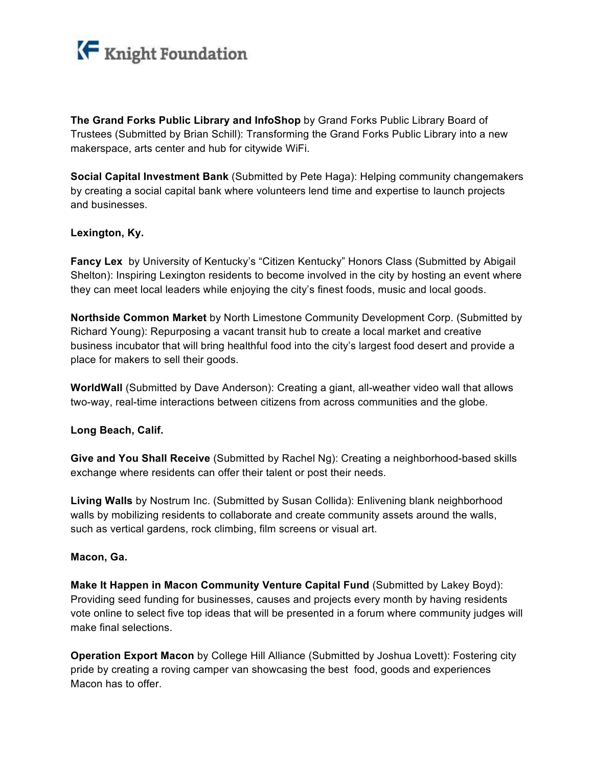**The Grand Forks Public Library and InfoShop** by Grand Forks Public Library Board of Trustees (Submitted by Brian Schill): Transforming the Grand Forks Public Library into a new makerspace, arts center and hub for citywide WiFi.

**Social Capital Investment Bank** (Submitted by Pete Haga): Helping community changemakers by creating a social capital bank where volunteers lend time and expertise to launch projects and businesses.

**Lexington, Ky.**

**Fancy Lex** by University of Kentucky's "Citizen Kentucky" Honors Class (Submitted by Abigail Shelton): Inspiring Lexington residents to become involved in the city by hosting an event where they can meet local leaders while enjoying the city's finest foods, music and local goods.

**Northside Common Market** by North Limestone Community Development Corp. (Submitted by Richard Young): Repurposing a vacant transit hub to create a local market and creative business incubator that will bring healthful food into the city's largest food desert and provide a place for makers to sell their goods.

**WorldWall** (Submitted by Dave Anderson): Creating a giant, all-weather video wall that allows two-way, real-time interactions between citizens from across communities and the globe.

**Long Beach, Calif.**

**Give and You Shall Receive** (Submitted by Rachel Ng): Creating a neighborhood-based skills exchange where residents can offer their talent or post their needs.

**Living Walls** by Nostrum Inc. (Submitted by Susan Collida): Enlivening blank neighborhood walls by mobilizing residents to collaborate and create community assets around the walls, such as vertical gardens, rock climbing, film screens or visual art.

**Macon, Ga.**

**Make It Happen in Macon Community Venture Capital Fund** (Submitted by Lakey Boyd): Providing seed funding for businesses, causes and projects every month by having residents vote online to select five top ideas that will be presented in a forum where community judges will make final selections.

**Operation Export Macon** by College Hill Alliance (Submitted by Joshua Lovett): Fostering city pride by creating a roving camper van showcasing the best food, goods and experiences Macon has to offer.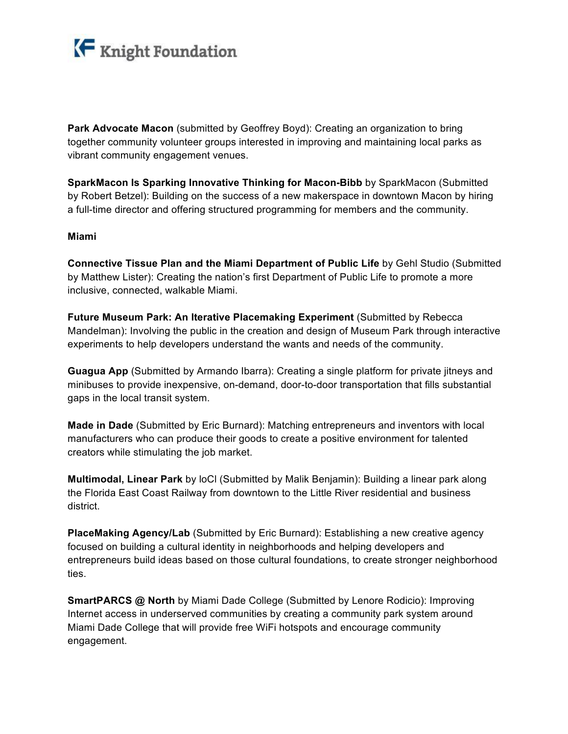**Park Advocate Macon** (submitted by Geoffrey Boyd): Creating an organization to bring together community volunteer groups interested in improving and maintaining local parks as vibrant community engagement venues.

**SparkMacon Is Sparking Innovative Thinking for Macon-Bibb** by SparkMacon (Submitted by Robert Betzel): Building on the success of a new makerspace in downtown Macon by hiring a full-time director and offering structured programming for members and the community.

**Miami**

**Connective Tissue Plan and the Miami Department of Public Life** by Gehl Studio (Submitted by Matthew Lister): Creating the nation's first Department of Public Life to promote a more inclusive, connected, walkable Miami.

**Future Museum Park: An Iterative Placemaking Experiment** (Submitted by Rebecca Mandelman): Involving the public in the creation and design of Museum Park through interactive experiments to help developers understand the wants and needs of the community.

**Guagua App** (Submitted by Armando Ibarra): Creating a single platform for private jitneys and minibuses to provide inexpensive, on-demand, door-to-door transportation that fills substantial gaps in the local transit system.

**Made in Dade** (Submitted by Eric Burnard): Matching entrepreneurs and inventors with local manufacturers who can produce their goods to create a positive environment for talented creators while stimulating the job market.

**Multimodal, Linear Park** by loCl (Submitted by Malik Benjamin): Building a linear park along the Florida East Coast Railway from downtown to the Little River residential and business district.

**PlaceMaking Agency/Lab** (Submitted by Eric Burnard): Establishing a new creative agency focused on building a cultural identity in neighborhoods and helping developers and entrepreneurs build ideas based on those cultural foundations, to create stronger neighborhood ties.

**SmartPARCS @ North** by Miami Dade College (Submitted by Lenore Rodicio): Improving Internet access in underserved communities by creating a community park system around Miami Dade College that will provide free WiFi hotspots and encourage community engagement.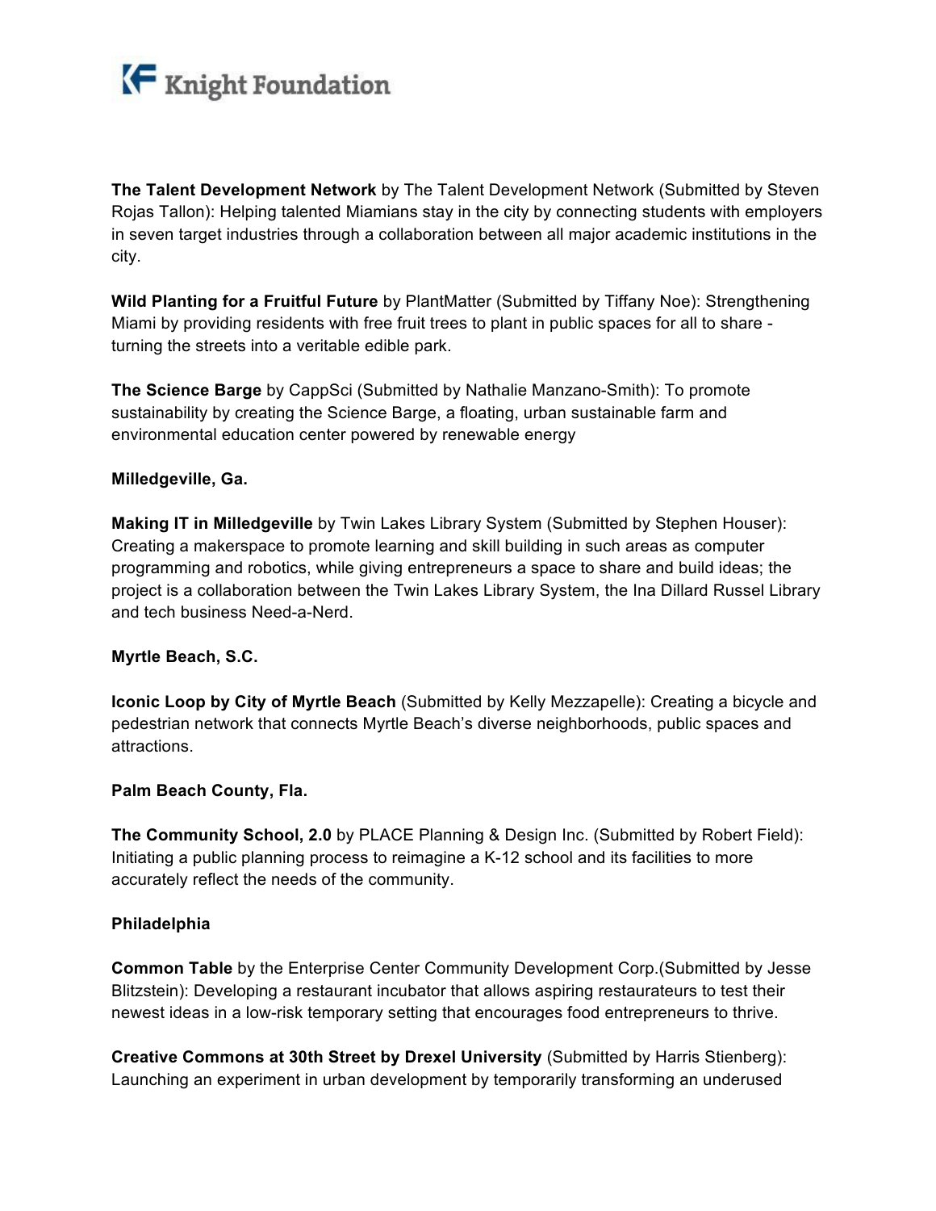**The Talent Development Network** by The Talent Development Network (Submitted by Steven Rojas Tallon): Helping talented Miamians stay in the city by connecting students with employers in seven target industries through a collaboration between all major academic institutions in the city.

**Wild Planting for a Fruitful Future** by PlantMatter (Submitted by Tiffany Noe): Strengthening Miami by providing residents with free fruit trees to plant in public spaces for all to share - turning the streets into a veritable edible park.

**The Science Barge** by CappSci (Submitted by Nathalie Manzano-Smith): To promote sustainability by creating the Science Barge, a floating, urban sustainable farm and environmental education center powered by renewable energy

**Milledgeville, Ga.**

**Making IT in Milledgeville** by Twin Lakes Library System (Submitted by Stephen Houser): Creating a makerspace to promote learning and skill building in such areas as computer programming and robotics, while giving entrepreneurs a space to share and build ideas; the project is a collaboration between the Twin Lakes Library System, the Ina Dillard Russel Library and tech business Need-a-Nerd.

**Myrtle Beach, S.C.**

**Iconic Loop by City of Myrtle Beach** (Submitted by Kelly Mezzapelle): Creating a bicycle and pedestrian network that connects Myrtle Beach's diverse neighborhoods, public spaces and attractions.

**Palm Beach County, Fla.**

**The Community School, 2.0** by PLACE Planning & Design Inc. (Submitted by Robert Field): Initiating a public planning process to reimagine a K-12 school and its facilities to more accurately reflect the needs of the community.

**Philadelphia**

**Common Table** by the Enterprise Center Community Development Corp.(Submitted by Jesse Blitzstein): Developing a restaurant incubator that allows aspiring restaurateurs to test their newest ideas in a low-risk temporary setting that encourages food entrepreneurs to thrive.

**Creative Commons at 30th Street by Drexel University** (Submitted by Harris Stienberg): Launching an experiment in urban development by temporarily transforming an underused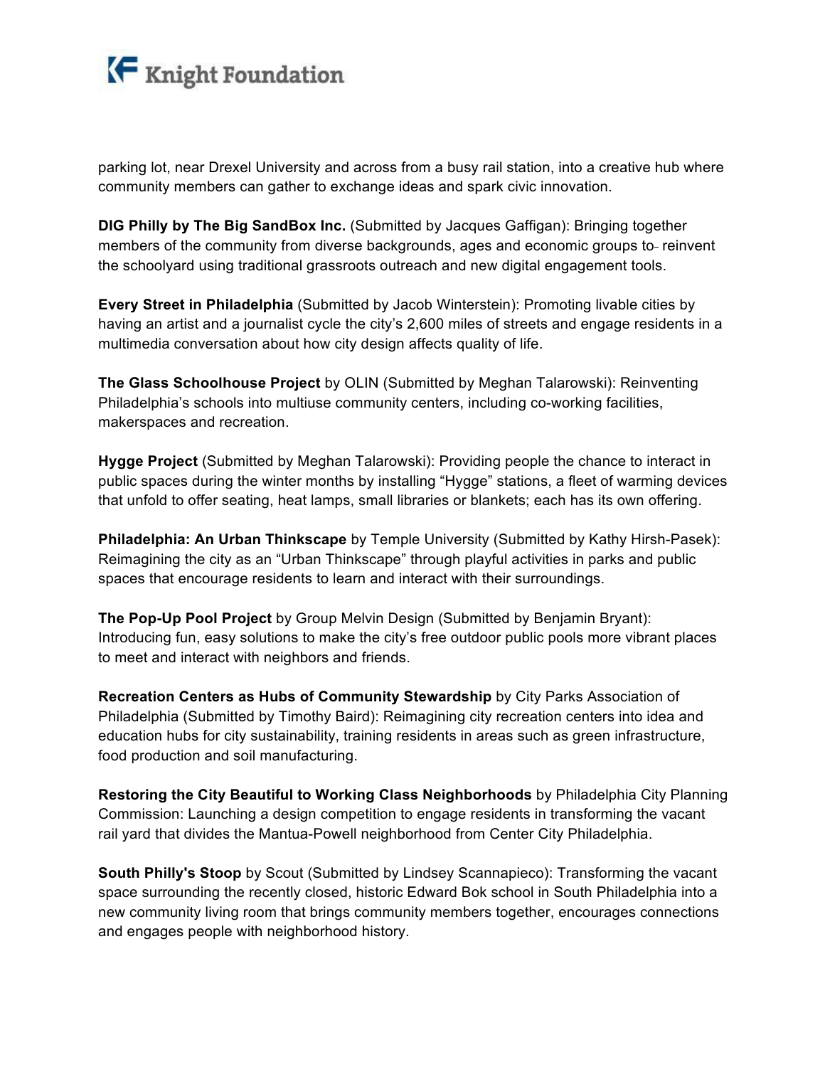parking lot, near Drexel University and across from a busy rail station, into a creative hub where community members can gather to exchange ideas and spark civic innovation.

**DIG Philly by The Big SandBox Inc.** (Submitted by Jacques Gaffigan): Bringing together members of the community from diverse backgrounds, ages and economic groups to reinvent the schoolyard using traditional grassroots outreach and new digital engagement tools.

**Every Street in Philadelphia** (Submitted by Jacob Winterstein): Promoting livable cities by having an artist and a journalist cycle the city's 2,600 miles of streets and engage residents in a multimedia conversation about how city design affects quality of life.

**The Glass Schoolhouse Project** by OLIN (Submitted by Meghan Talarowski): Reinventing Philadelphia's schools into multiuse community centers, including co-working facilities, makerspaces and recreation.

**Hygge Project** (Submitted by Meghan Talarowski): Providing people the chance to interact in public spaces during the winter months by installing "Hygge" stations, a fleet of warming devices that unfold to offer seating, heat lamps, small libraries or blankets; each has its own offering.

**Philadelphia: An Urban Thinkscape** by Temple University (Submitted by Kathy Hirsh-Pasek): Reimagining the city as an "Urban Thinkscape" through playful activities in parks and public spaces that encourage residents to learn and interact with their surroundings.

**The Pop-Up Pool Project** by Group Melvin Design (Submitted by Benjamin Bryant): Introducing fun, easy solutions to make the city's free outdoor public pools more vibrant places to meet and interact with neighbors and friends.

**Recreation Centers as Hubs of Community Stewardship** by City Parks Association of Philadelphia (Submitted by Timothy Baird): Reimagining city recreation centers into idea and education hubs for city sustainability, training residents in areas such as green infrastructure, food production and soil manufacturing.

**Restoring the City Beautiful to Working Class Neighborhoods** by Philadelphia City Planning Commission: Launching a design competition to engage residents in transforming the vacant rail yard that divides the Mantua-Powell neighborhood from Center City Philadelphia.

**South Philly's Stoop** by Scout (Submitted by Lindsey Scannapieco): Transforming the vacant space surrounding the recently closed, historic Edward Bok school in South Philadelphia into a new community living room that brings community members together, encourages connections and engages people with neighborhood history.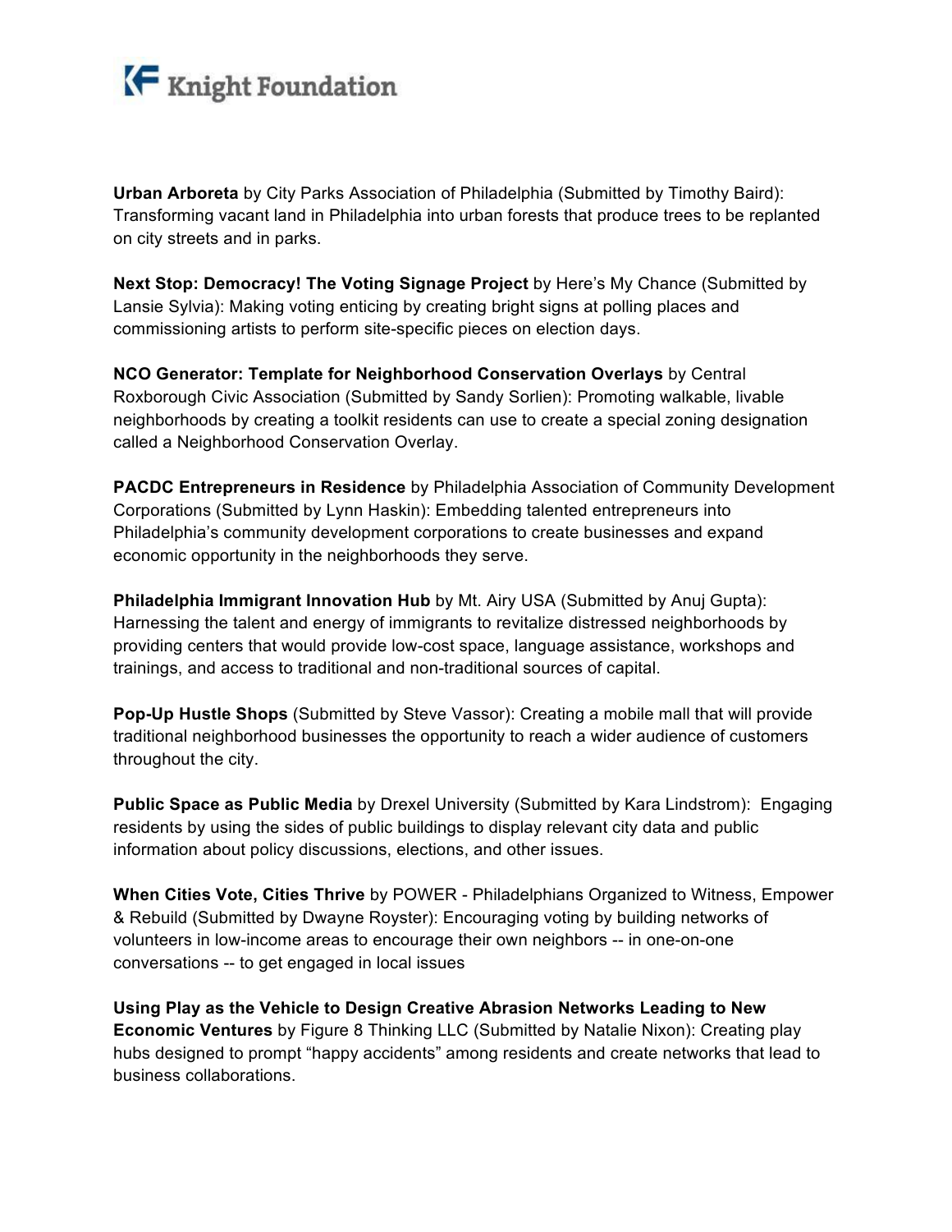**Urban Arboreta** by City Parks Association of Philadelphia (Submitted by Timothy Baird): Transforming vacant land in Philadelphia into urban forests that produce trees to be replanted on city streets and in parks.

**Next Stop: Democracy! The Voting Signage Project** by Here's My Chance (Submitted by Lansie Sylvia): Making voting enticing by creating bright signs at polling places and commissioning artists to perform site-specific pieces on election days.

**NCO Generator: Template for Neighborhood Conservation Overlays** by Central Roxborough Civic Association (Submitted by Sandy Sorlien): Promoting walkable, livable neighborhoods by creating a toolkit residents can use to create a special zoning designation called a Neighborhood Conservation Overlay.

**PACDC Entrepreneurs in Residence** by Philadelphia Association of Community Development Corporations (Submitted by Lynn Haskin): Embedding talented entrepreneurs into Philadelphia's community development corporations to create businesses and expand economic opportunity in the neighborhoods they serve.

**Philadelphia Immigrant Innovation Hub** by Mt. Airy USA (Submitted by Anuj Gupta): Harnessing the talent and energy of immigrants to revitalize distressed neighborhoods by providing centers that would provide low-cost space, language assistance, workshops and trainings, and access to traditional and non-traditional sources of capital.

**Pop-Up Hustle Shops** (Submitted by Steve Vassor): Creating a mobile mall that will provide traditional neighborhood businesses the opportunity to reach a wider audience of customers throughout the city.

**Public Space as Public Media** by Drexel University (Submitted by Kara Lindstrom): Engaging residents by using the sides of public buildings to display relevant city data and public information about policy discussions, elections, and other issues.

**When Cities Vote, Cities Thrive** by POWER - Philadelphians Organized to Witness, Empower & Rebuild (Submitted by Dwayne Royster): Encouraging voting by building networks of volunteers in low-income areas to encourage their own neighbors -- in one-on-one conversations -- to get engaged in local issues

**Using Play as the Vehicle to Design Creative Abrasion Networks Leading to New Economic Ventures** by Figure 8 Thinking LLC (Submitted by Natalie Nixon): Creating play hubs designed to prompt "happy accidents" among residents and create networks that lead to business collaborations.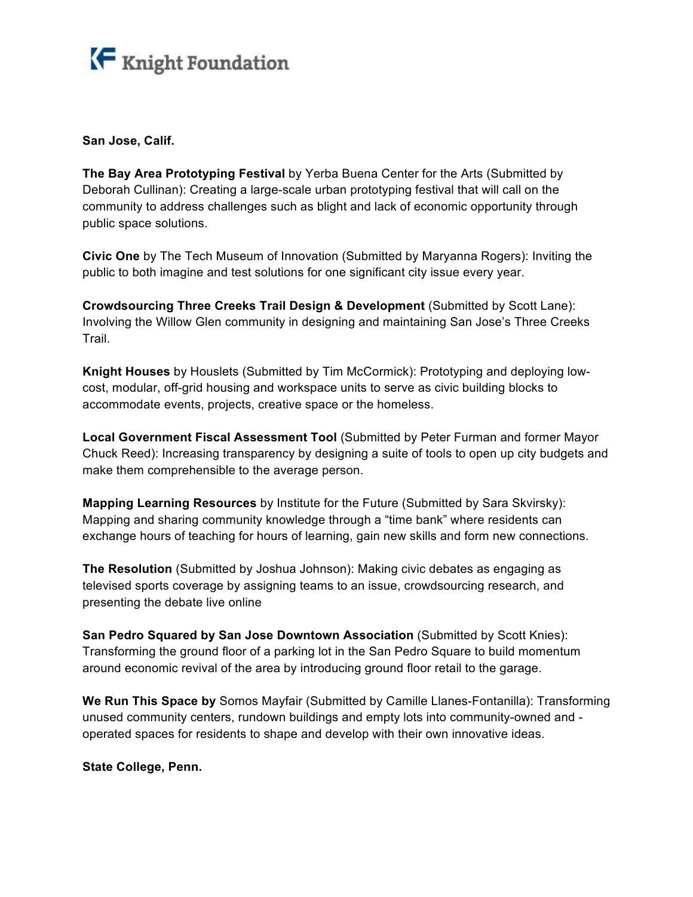**San Jose, Calif.**

**The Bay Area Prototyping Festival** by Yerba Buena Center for the Arts (Submitted by Deborah Cullinan): Creating a large-scale urban prototyping festival that will call on the community to address challenges such as blight and lack of economic opportunity through public space solutions.

**Civic One** by The Tech Museum of Innovation (Submitted by Maryanna Rogers): Inviting the public to both imagine and test solutions for one significant city issue every year.

**Crowdsourcing Three Creeks Trail Design & Development** (Submitted by Scott Lane): Involving the Willow Glen community in designing and maintaining San Jose's Three Creeks Trail.

**Knight Houses** by Houslets (Submitted by Tim McCormick): Prototyping and deploying low-cost, modular, off-grid housing and workspace units to serve as civic building blocks to accommodate events, projects, creative space or the homeless.

**Local Government Fiscal Assessment Tool** (Submitted by Peter Furman and former Mayor Chuck Reed): Increasing transparency by designing a suite of tools to open up city budgets and make them comprehensible to the average person.

**Mapping Learning Resources** by Institute for the Future (Submitted by Sara Skvirsky): Mapping and sharing community knowledge through a "time bank" where residents can exchange hours of teaching for hours of learning, gain new skills and form new connections.

**The Resolution** (Submitted by Joshua Johnson): Making civic debates as engaging as televised sports coverage by assigning teams to an issue, crowdsourcing research, and presenting the debate live online

**San Pedro Squared by San Jose Downtown Association** (Submitted by Scott Knies): Transforming the ground floor of a parking lot in the San Pedro Square to build momentum around economic revival of the area by introducing ground floor retail to the garage.

**We Run This Space by** Somos Mayfair (Submitted by Camille Llanes-Fontanilla): Transforming unused community centers, rundown buildings and empty lots into community-owned and -operated spaces for residents to shape and develop with their own innovative ideas.

**State College, Penn.**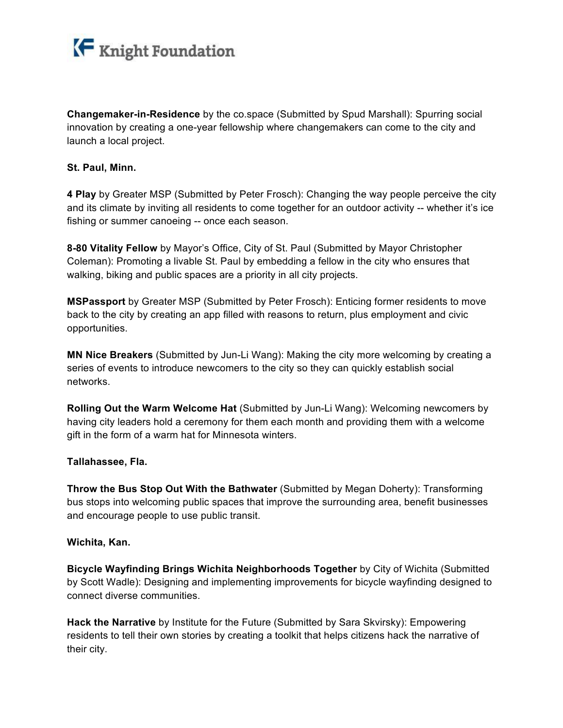**Changemaker-in-Residence** by the co.space (Submitted by Spud Marshall): Spurring social innovation by creating a one-year fellowship where changemakers can come to the city and launch a local project.

**St. Paul, Minn.**

**4 Play** by Greater MSP (Submitted by Peter Frosch): Changing the way people perceive the city and its climate by inviting all residents to come together for an outdoor activity -- whether it's ice fishing or summer canoeing -- once each season.

**8-80 Vitality Fellow** by Mayor's Office, City of St. Paul (Submitted by Mayor Christopher Coleman): Promoting a livable St. Paul by embedding a fellow in the city who ensures that walking, biking and public spaces are a priority in all city projects.

**MSPassport** by Greater MSP (Submitted by Peter Frosch): Enticing former residents to move back to the city by creating an app filled with reasons to return, plus employment and civic opportunities.

**MN Nice Breakers** (Submitted by Jun-Li Wang): Making the city more welcoming by creating a series of events to introduce newcomers to the city so they can quickly establish social networks.

**Rolling Out the Warm Welcome Hat** (Submitted by Jun-Li Wang): Welcoming newcomers by having city leaders hold a ceremony for them each month and providing them with a welcome gift in the form of a warm hat for Minnesota winters.

**Tallahassee, Fla.**

**Throw the Bus Stop Out With the Bathwater** (Submitted by Megan Doherty): Transforming bus stops into welcoming public spaces that improve the surrounding area, benefit businesses and encourage people to use public transit.

**Wichita, Kan.**

**Bicycle Wayfinding Brings Wichita Neighborhoods Together** by City of Wichita (Submitted by Scott Wadle): Designing and implementing improvements for bicycle wayfinding designed to connect diverse communities.

**Hack the Narrative** by Institute for the Future (Submitted by Sara Skvirsky): Empowering residents to tell their own stories by creating a toolkit that helps citizens hack the narrative of their city.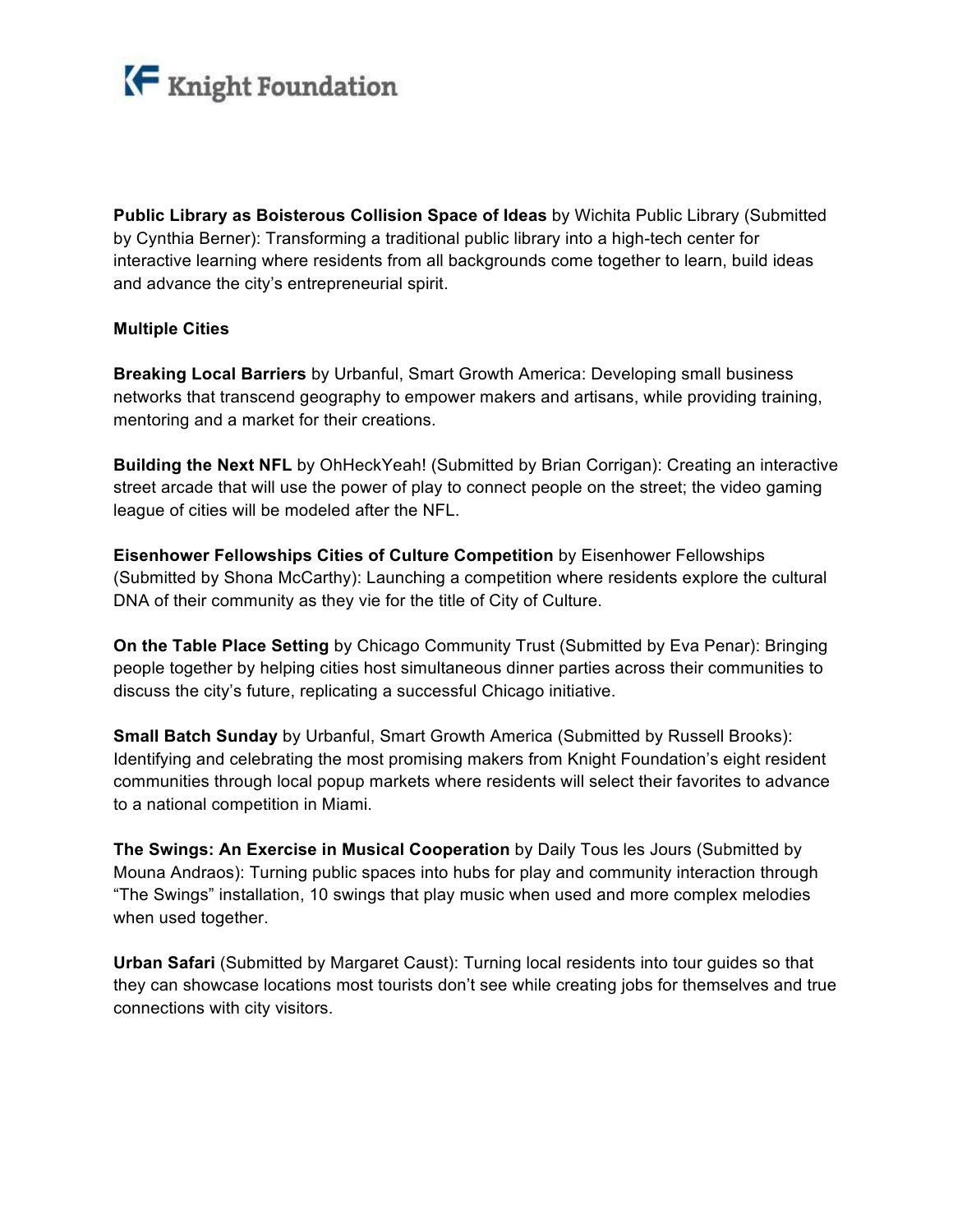**Public Library as Boisterous Collision Space of Ideas** by Wichita Public Library (Submitted by Cynthia Berner): Transforming a traditional public library into a high-tech center for interactive learning where residents from all backgrounds come together to learn, build ideas and advance the city's entrepreneurial spirit.

**Multiple Cities**

**Breaking Local Barriers** by Urbanful, Smart Growth America: Developing small business networks that transcend geography to empower makers and artisans, while providing training, mentoring and a market for their creations.

**Building the Next NFL** by OhHeckYeah! (Submitted by Brian Corrigan): Creating an interactive street arcade that will use the power of play to connect people on the street; the video gaming league of cities will be modeled after the NFL.

**Eisenhower Fellowships Cities of Culture Competition** by Eisenhower Fellowships (Submitted by Shona McCarthy): Launching a competition where residents explore the cultural DNA of their community as they vie for the title of City of Culture.

**On the Table Place Setting** by Chicago Community Trust (Submitted by Eva Penar): Bringing people together by helping cities host simultaneous dinner parties across their communities to discuss the city's future, replicating a successful Chicago initiative.

**Small Batch Sunday** by Urbanful, Smart Growth America (Submitted by Russell Brooks): Identifying and celebrating the most promising makers from Knight Foundation's eight resident communities through local popup markets where residents will select their favorites to advance to a national competition in Miami.

**The Swings: An Exercise in Musical Cooperation** by Daily Tous les Jours (Submitted by Mouna Andraos): Turning public spaces into hubs for play and community interaction through "The Swings" installation, 10 swings that play music when used and more complex melodies when used together.

**Urban Safari** (Submitted by Margaret Caust): Turning local residents into tour guides so that they can showcase locations most tourists don't see while creating jobs for themselves and true connections with city visitors.